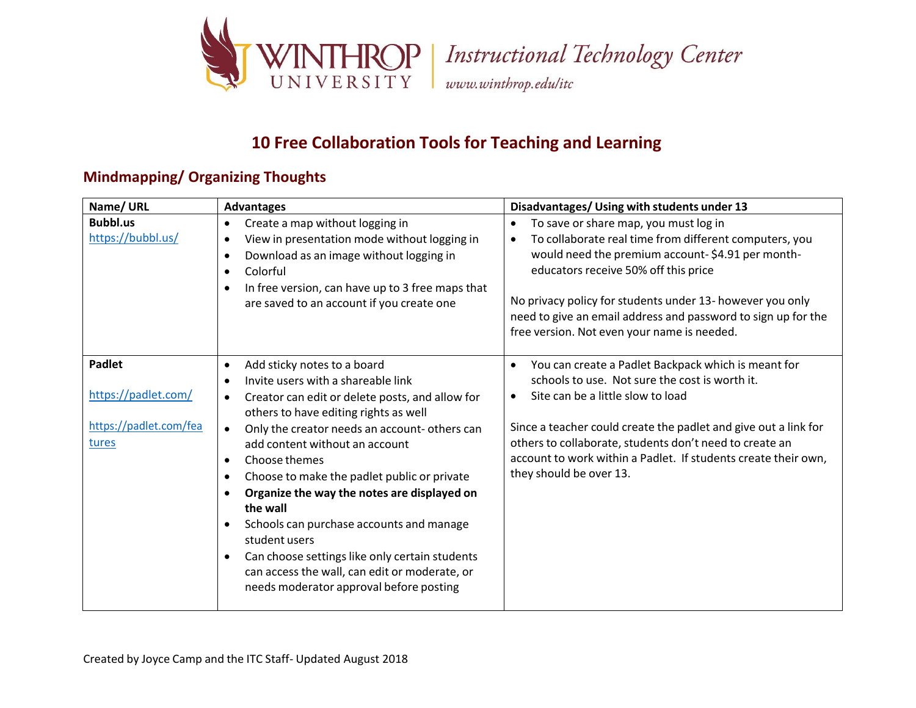# 10 Free Collaboration Tools for Teaching and Learning

## Mindmapping/ Organizing Thoughts

| Name/ URL | Advantages | Disadvantages/ Using with students under 13 |
|---|---|---|
| **Bubbl.us**<br>https://bubbl.us/ | • Create a map without logging in<br>• View in presentation mode without logging in<br>• Download as an image without logging in<br>• Colorful<br>• In free version, can have up to 3 free maps that are saved to an account if you create one | • To save or share map, you must log in<br>• To collaborate real time from different computers, you would need the premium account- $4.91 per month- educators receive 50% off this price<br><br>No privacy policy for students under 13- however you only need to give an email address and password to sign up for the free version. Not even your name is needed. |
| **Padlet**<br><br>https://padlet.com/<br><br>https://padlet.com/features | • Add sticky notes to a board<br>• Invite users with a shareable link<br>• Creator can edit or delete posts, and allow for others to have editing rights as well<br>• Only the creator needs an account- others can add content without an account<br>• Choose themes<br>• Choose to make the padlet public or private<br>• **Organize the way the notes are displayed on the wall**<br>• Schools can purchase accounts and manage student users<br>• Can choose settings like only certain students can access the wall, can edit or moderate, or needs moderator approval before posting | • You can create a Padlet Backpack which is meant for schools to use. Not sure the cost is worth it.<br>• Site can be a little slow to load<br><br>Since a teacher could create the padlet and give out a link for others to collaborate, students don't need to create an account to work within a Padlet. If students create their own, they should be over 13. |

Created by Joyce Camp and the ITC Staff- Updated August 2018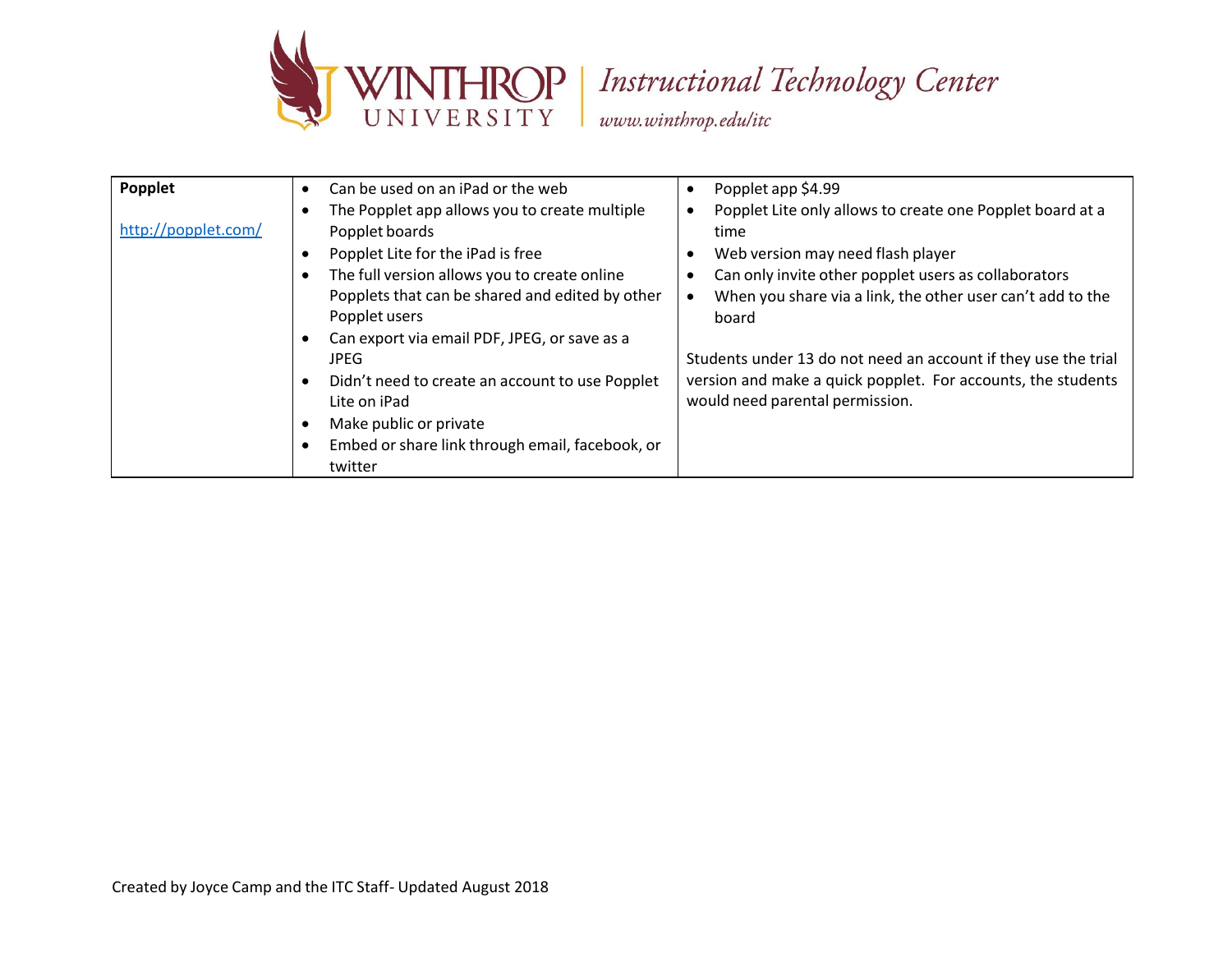| Popplet<br><br>http://popplet.com/ | • Can be used on an iPad or the web<br>• The Popplet app allows you to create multiple Popplet boards<br>• Popplet Lite for the iPad is free<br>• The full version allows you to create online Popplets that can be shared and edited by other Popplet users<br>• Can export via email PDF, JPEG, or save as a JPEG<br>• Didn't need to create an account to use Popplet Lite on iPad<br>• Make public or private<br>• Embed or share link through email, facebook, or twitter | • Popplet app $4.99<br>• Popplet Lite only allows to create one Popplet board at a time<br>• Web version may need flash player<br>• Can only invite other popplet users as collaborators<br>• When you share via a link, the other user can't add to the board<br><br>Students under 13 do not need an account if they use the trial version and make a quick popplet. For accounts, the students would need parental permission. |
|---|---|---|

Created by Joyce Camp and the ITC Staff- Updated August 2018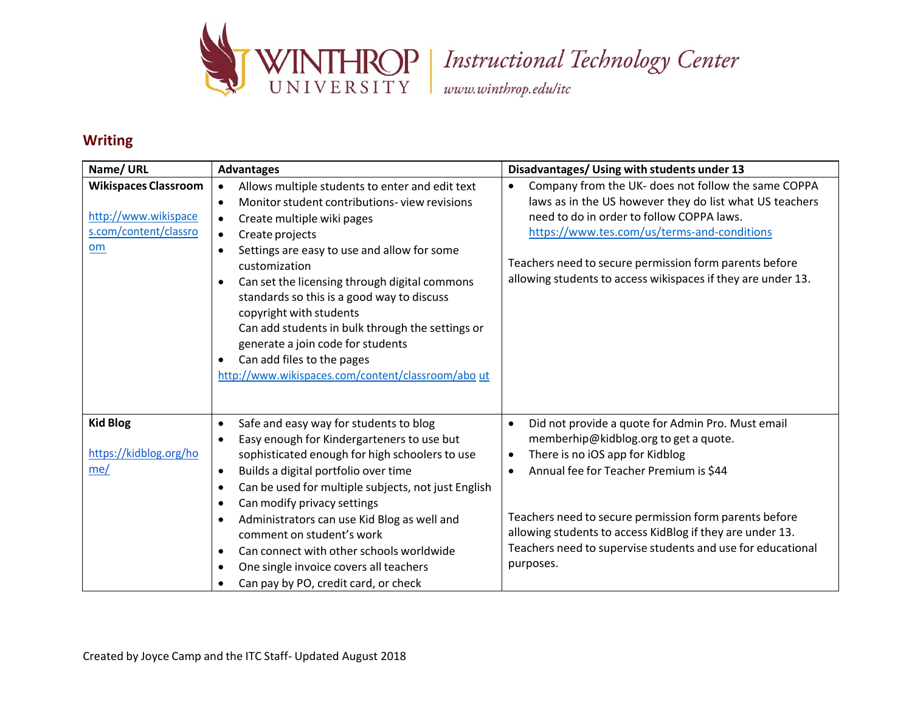## Writing

| Name/ URL | Advantages | Disadvantages/ Using with students under 13 |
|---|---|---|
| **Wikispaces Classroom**<br><br>http://www.wikispaces.com/content/classroom | • Allows multiple students to enter and edit text<br>• Monitor student contributions- view revisions<br>• Create multiple wiki pages<br>• Create projects<br>• Settings are easy to use and allow for some customization<br>• Can set the licensing through digital commons standards so this is a good way to discuss copyright with students<br>Can add students in bulk through the settings or generate a join code for students<br>• Can add files to the pages<br>http://www.wikispaces.com/content/classroom/about | • Company from the UK- does not follow the same COPPA laws as in the US however they do list what US teachers need to do in order to follow COPPA laws. https://www.tes.com/us/terms-and-conditions<br><br>Teachers need to secure permission form parents before allowing students to access wikispaces if they are under 13. |
| **Kid Blog**<br><br>https://kidblog.org/home/ | • Safe and easy way for students to blog<br>• Easy enough for Kindergarteners to use but sophisticated enough for high schoolers to use<br>• Builds a digital portfolio over time<br>• Can be used for multiple subjects, not just English<br>• Can modify privacy settings<br>• Administrators can use Kid Blog as well and comment on student's work<br>• Can connect with other schools worldwide<br>• One single invoice covers all teachers<br>• Can pay by PO, credit card, or check | • Did not provide a quote for Admin Pro. Must email memberhip@kidblog.org to get a quote.<br>• There is no iOS app for Kidblog<br>• Annual fee for Teacher Premium is $44<br><br>Teachers need to secure permission form parents before allowing students to access KidBlog if they are under 13. Teachers need to supervise students and use for educational purposes. |

Created by Joyce Camp and the ITC Staff- Updated August 2018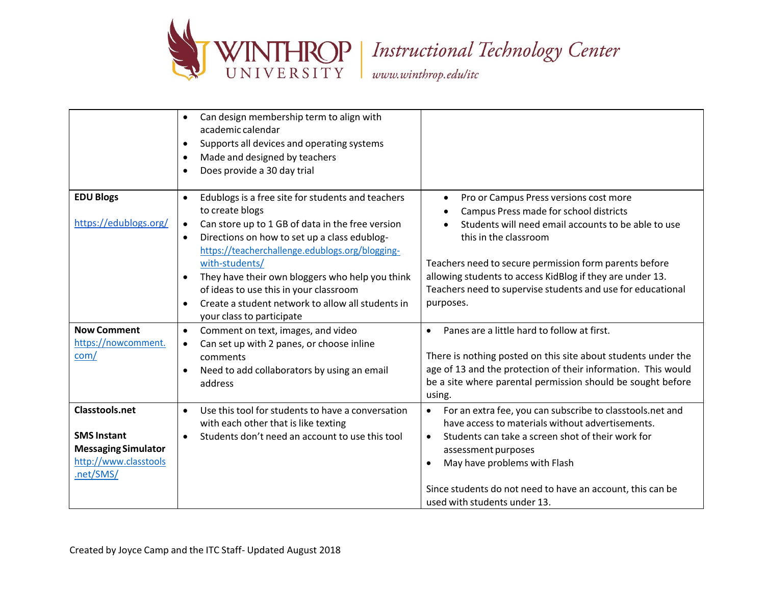| | | |
|---|---|---|
| | • Can design membership term to align with academic calendar<br>• Supports all devices and operating systems<br>• Made and designed by teachers<br>• Does provide a 30 day trial | |
| **EDU Blogs**<br><br>https://edublogs.org/ | • Edublogs is a free site for students and teachers to create blogs<br>• Can store up to 1 GB of data in the free version<br>• Directions on how to set up a class edublog- https://teacherchallenge.edublogs.org/blogging-with-students/<br>• They have their own bloggers who help you think of ideas to use this in your classroom<br>• Create a student network to allow all students in your class to participate | • Pro or Campus Press versions cost more<br>• Campus Press made for school districts<br>• Students will need email accounts to be able to use this in the classroom<br><br>Teachers need to secure permission form parents before allowing students to access KidBlog if they are under 13. Teachers need to supervise students and use for educational purposes. |
| **Now Comment**<br>https://nowcomment.com/ | • Comment on text, images, and video<br>• Can set up with 2 panes, or choose inline comments<br>• Need to add collaborators by using an email address | • Panes are a little hard to follow at first.<br><br>There is nothing posted on this site about students under the age of 13 and the protection of their information. This would be a site where parental permission should be sought before using. |
| **Classtools.net**<br><br>**SMS Instant Messaging Simulator**<br>http://www.classtools.net/SMS/ | • Use this tool for students to have a conversation with each other that is like texting<br>• Students don't need an account to use this tool | • For an extra fee, you can subscribe to classtools.net and have access to materials without advertisements.<br>• Students can take a screen shot of their work for assessment purposes<br>• May have problems with Flash<br><br>Since students do not need to have an account, this can be used with students under 13. |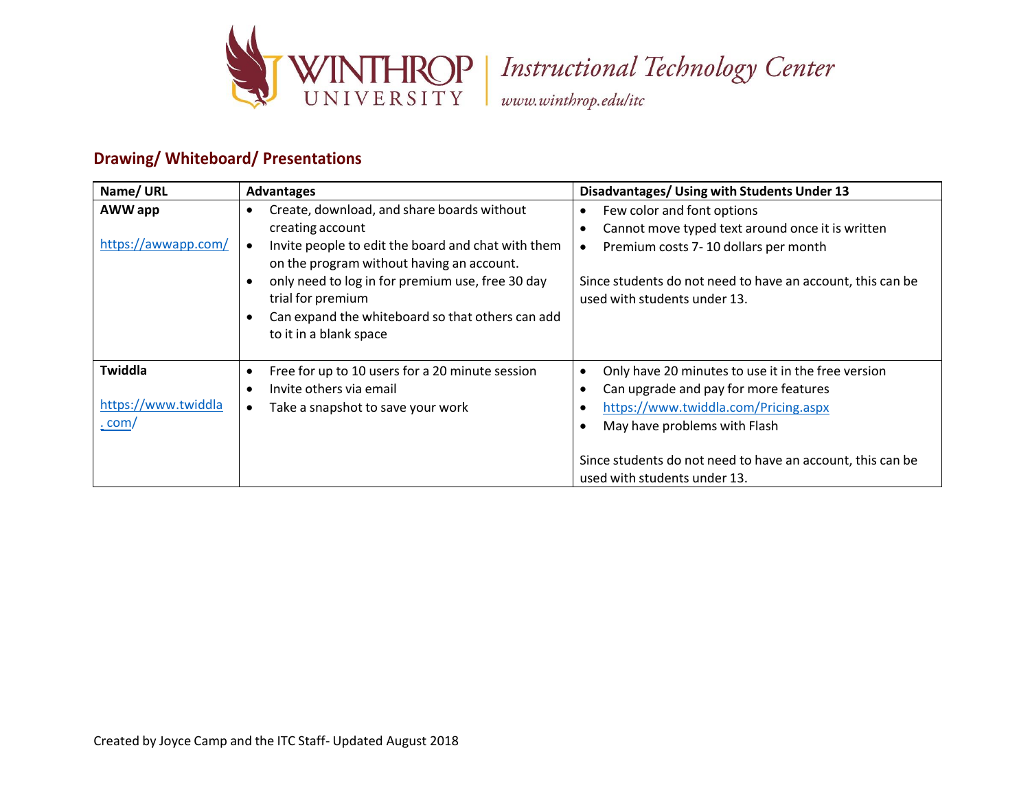## Drawing/ Whiteboard/ Presentations

| Name/ URL | Advantages | Disadvantages/ Using with Students Under 13 |
|---|---|---|
| **AWW app**<br><br>https://awwapp.com/ | • Create, download, and share boards without creating account<br>• Invite people to edit the board and chat with them on the program without having an account.<br>• only need to log in for premium use, free 30 day trial for premium<br>• Can expand the whiteboard so that others can add to it in a blank space | • Few color and font options<br>• Cannot move typed text around once it is written<br>• Premium costs 7- 10 dollars per month<br><br>Since students do not need to have an account, this can be used with students under 13. |
| **Twiddla**<br><br>https://www.twiddla.com/ | • Free for up to 10 users for a 20 minute session<br>• Invite others via email<br>• Take a snapshot to save your work | • Only have 20 minutes to use it in the free version<br>• Can upgrade and pay for more features<br>• https://www.twiddla.com/Pricing.aspx<br>• May have problems with Flash<br><br>Since students do not need to have an account, this can be used with students under 13. |